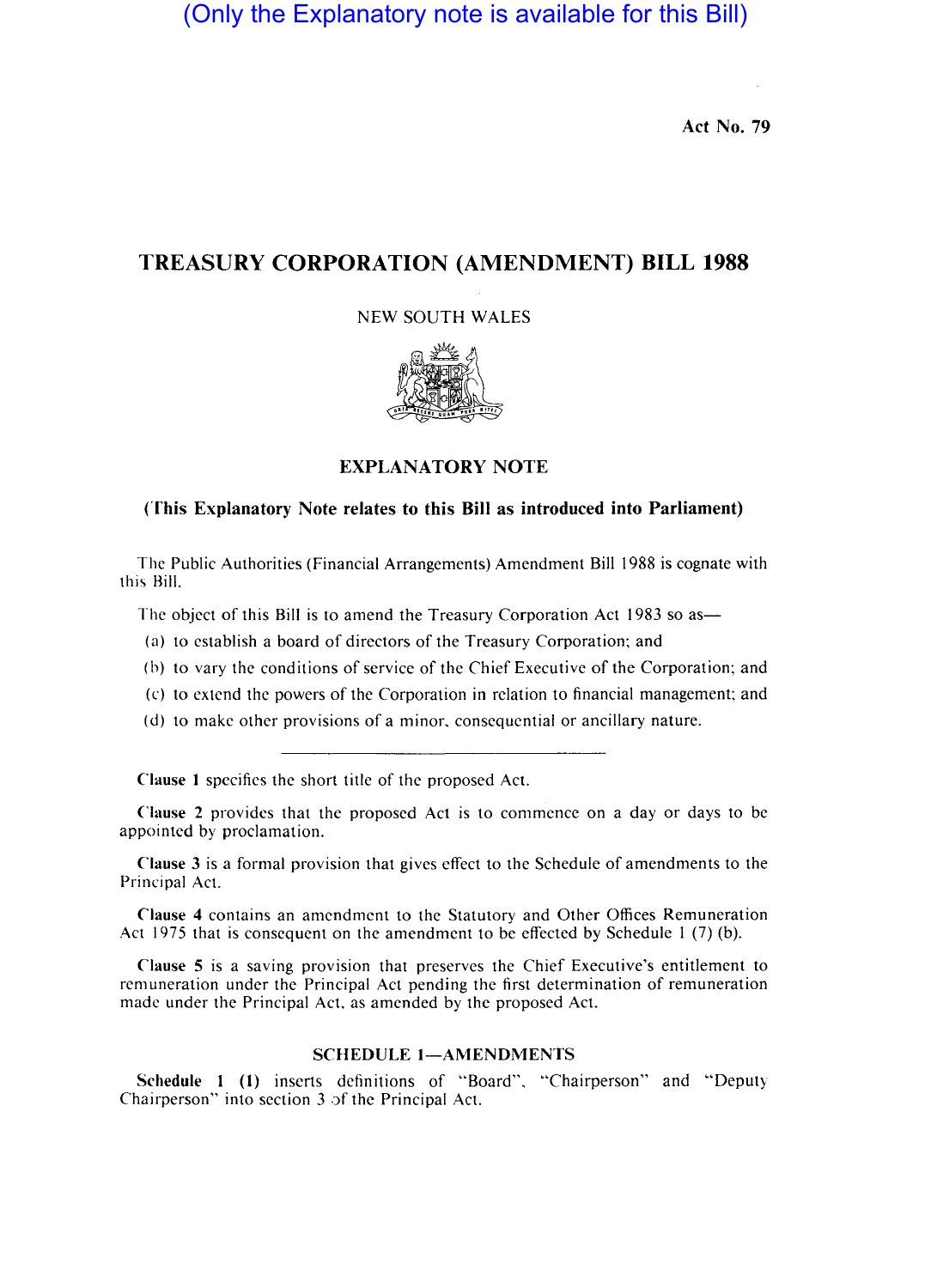(Only the Explanatory note is available for this Bill)

Act No. 79

# TREASURY CORPORATION (AMENDMENT) BILL 1988

NEW SOUTH WALES

## EXPLANATORY NOTE

**(This Explanatory Note relates to this Bill as introduced into Parliament)**

The Public Authorities (Financial Arrangements) Amendment Bill 1988 is cognate with this Bill.

The object of this Bill is to amend the Treasury Corporation Act 1983 so as—

(a) to establish a board of directors of the Treasury Corporation; and

(b) to vary the conditions of service of the Chief Executive of the Corporation; and

(c) to extend the powers of the Corporation in relation to financial management; and

(d) to make other provisions of a minor, consequential or ancillary nature.

---

**Clause 1** specifies the short title of the proposed Act.

**Clause 2** provides that the proposed Act is to commence on a day or days to be appointed by proclamation.

**Clause 3** is a formal provision that gives effect to the Schedule of amendments to the Principal Act.

**Clause 4** contains an amendment to the Statutory and Other Offices Remuneration Act 1975 that is consequent on the amendment to be effected by Schedule 1 (7) (b).

**Clause 5** is a saving provision that preserves the Chief Executive's entitlement to remuneration under the Principal Act pending the first determination of remuneration made under the Principal Act, as amended by the proposed Act.

### SCHEDULE 1—AMENDMENTS

**Schedule 1 (1)** inserts definitions of "Board", "Chairperson" and "Deputy Chairperson" into section 3 of the Principal Act.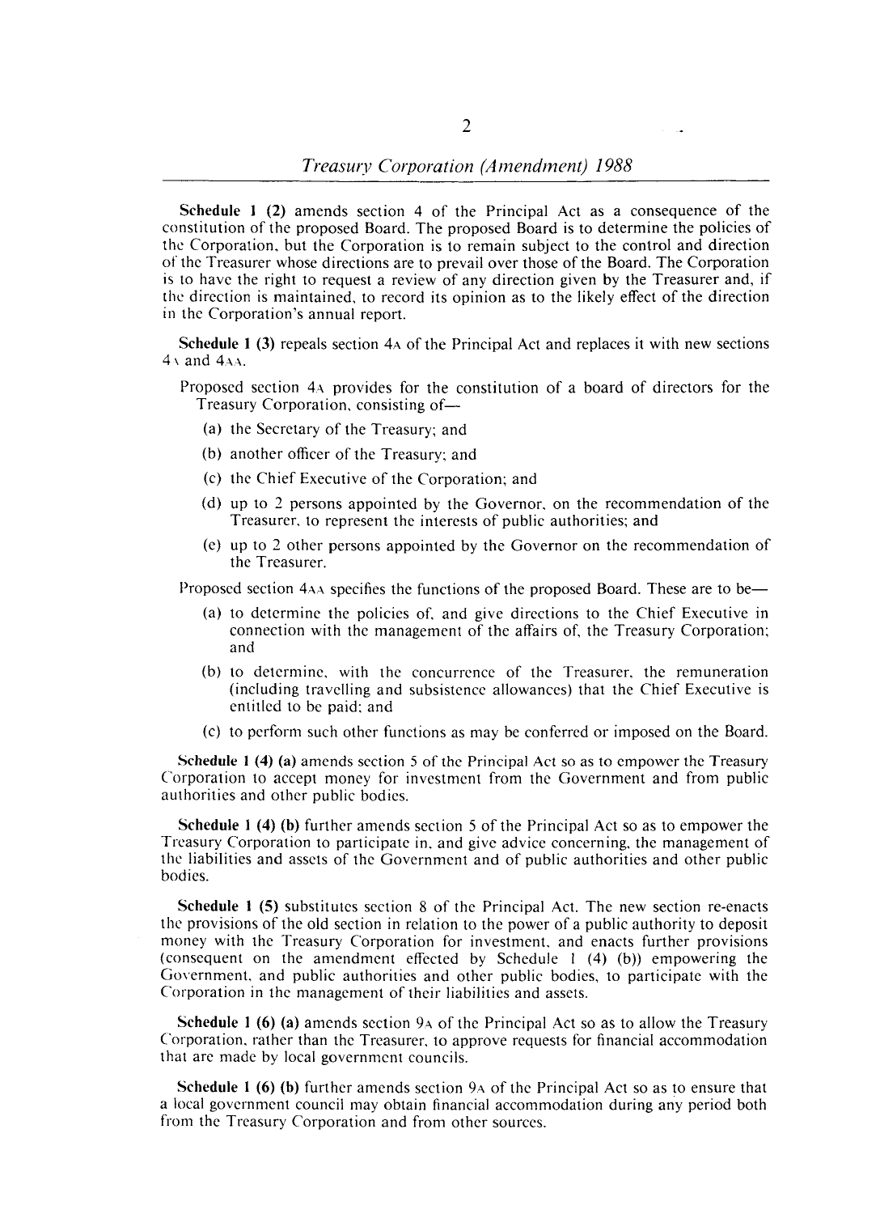**Schedule 1 (2)** amends section 4 of the Principal Act as a consequence of the constitution of the proposed Board. The proposed Board is to determine the policies of the Corporation, but the Corporation is to remain subject to the control and direction of the Treasurer whose directions are to prevail over those of the Board. The Corporation is to have the right to request a review of any direction given by the Treasurer and, if the direction is maintained, to record its opinion as to the likely effect of the direction in the Corporation's annual report.

**Schedule 1 (3)** repeals section 4A of the Principal Act and replaces it with new sections 4A and 4AA.

Proposed section 4A provides for the constitution of a board of directors for the Treasury Corporation, consisting of—

- (a) the Secretary of the Treasury; and
- (b) another officer of the Treasury; and
- (c) the Chief Executive of the Corporation; and
- (d) up to 2 persons appointed by the Governor, on the recommendation of the Treasurer, to represent the interests of public authorities; and
- (e) up to 2 other persons appointed by the Governor on the recommendation of the Treasurer.

Proposed section 4AA specifies the functions of the proposed Board. These are to be—

- (a) to determine the policies of, and give directions to the Chief Executive in connection with the management of the affairs of, the Treasury Corporation; and
- (b) to determine, with the concurrence of the Treasurer, the remuneration (including travelling and subsistence allowances) that the Chief Executive is entitled to be paid; and
- (c) to perform such other functions as may be conferred or imposed on the Board.

**Schedule 1 (4) (a)** amends section 5 of the Principal Act so as to empower the Treasury Corporation to accept money for investment from the Government and from public authorities and other public bodies.

**Schedule 1 (4) (b)** further amends section 5 of the Principal Act so as to empower the Treasury Corporation to participate in, and give advice concerning, the management of the liabilities and assets of the Government and of public authorities and other public bodies.

**Schedule 1 (5)** substitutes section 8 of the Principal Act. The new section re-enacts the provisions of the old section in relation to the power of a public authority to deposit money with the Treasury Corporation for investment, and enacts further provisions (consequent on the amendment effected by Schedule 1 (4) (b)) empowering the Government, and public authorities and other public bodies, to participate with the Corporation in the management of their liabilities and assets.

**Schedule 1 (6) (a)** amends section 9A of the Principal Act so as to allow the Treasury Corporation, rather than the Treasurer, to approve requests for financial accommodation that are made by local government councils.

**Schedule 1 (6) (b)** further amends section 9A of the Principal Act so as to ensure that a local government council may obtain financial accommodation during any period both from the Treasury Corporation and from other sources.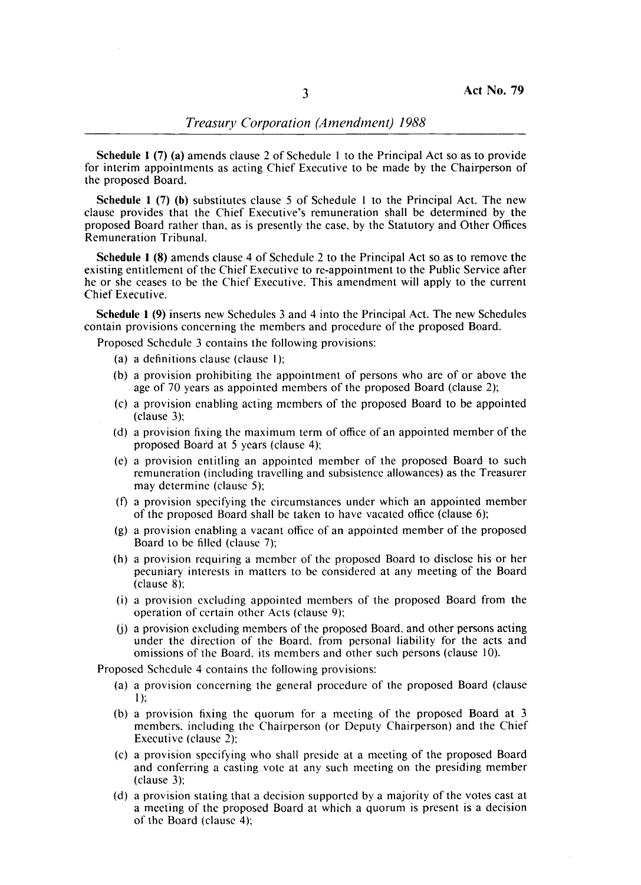**Schedule 1 (7) (a)** amends clause 2 of Schedule 1 to the Principal Act so as to provide for interim appointments as acting Chief Executive to be made by the Chairperson of the proposed Board.

**Schedule 1 (7) (b)** substitutes clause 5 of Schedule 1 to the Principal Act. The new clause provides that the Chief Executive's remuneration shall be determined by the proposed Board rather than, as is presently the case, by the Statutory and Other Offices Remuneration Tribunal.

**Schedule 1 (8)** amends clause 4 of Schedule 2 to the Principal Act so as to remove the existing entitlement of the Chief Executive to re-appointment to the Public Service after he or she ceases to be the Chief Executive. This amendment will apply to the current Chief Executive.

**Schedule 1 (9)** inserts new Schedules 3 and 4 into the Principal Act. The new Schedules contain provisions concerning the members and procedure of the proposed Board.

Proposed Schedule 3 contains the following provisions:

- (a) a definitions clause (clause 1);
- (b) a provision prohibiting the appointment of persons who are of or above the age of 70 years as appointed members of the proposed Board (clause 2);
- (c) a provision enabling acting members of the proposed Board to be appointed (clause 3);
- (d) a provision fixing the maximum term of office of an appointed member of the proposed Board at 5 years (clause 4);
- (e) a provision entitling an appointed member of the proposed Board to such remuneration (including travelling and subsistence allowances) as the Treasurer may determine (clause 5);
- (f) a provision specifying the circumstances under which an appointed member of the proposed Board shall be taken to have vacated office (clause 6);
- (g) a provision enabling a vacant office of an appointed member of the proposed Board to be filled (clause 7);
- (h) a provision requiring a member of the proposed Board to disclose his or her pecuniary interests in matters to be considered at any meeting of the Board (clause 8);
- (i) a provision excluding appointed members of the proposed Board from the operation of certain other Acts (clause 9);
- (j) a provision excluding members of the proposed Board, and other persons acting under the direction of the Board, from personal liability for the acts and omissions of the Board, its members and other such persons (clause 10).

Proposed Schedule 4 contains the following provisions:

- (a) a provision concerning the general procedure of the proposed Board (clause 1);
- (b) a provision fixing the quorum for a meeting of the proposed Board at 3 members, including the Chairperson (or Deputy Chairperson) and the Chief Executive (clause 2);
- (c) a provision specifying who shall preside at a meeting of the proposed Board and conferring a casting vote at any such meeting on the presiding member (clause 3);
- (d) a provision stating that a decision supported by a majority of the votes cast at a meeting of the proposed Board at which a quorum is present is a decision of the Board (clause 4);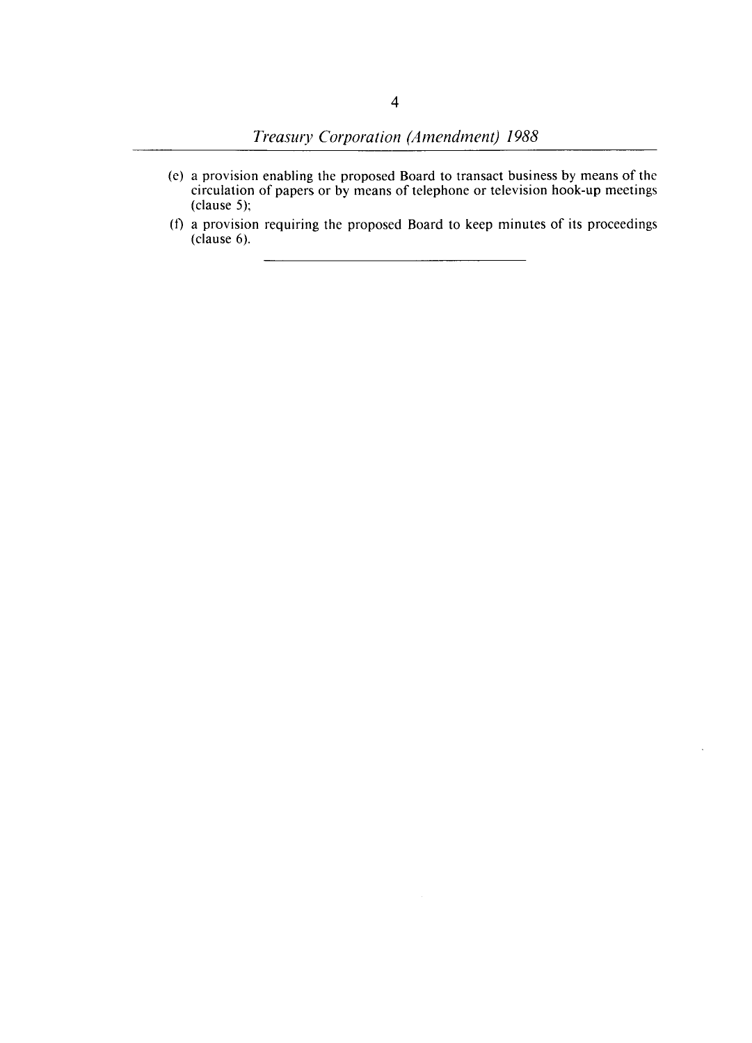(e) a provision enabling the proposed Board to transact business by means of the circulation of papers or by means of telephone or television hook-up meetings (clause 5);

(f) a provision requiring the proposed Board to keep minutes of its proceedings (clause 6).

---